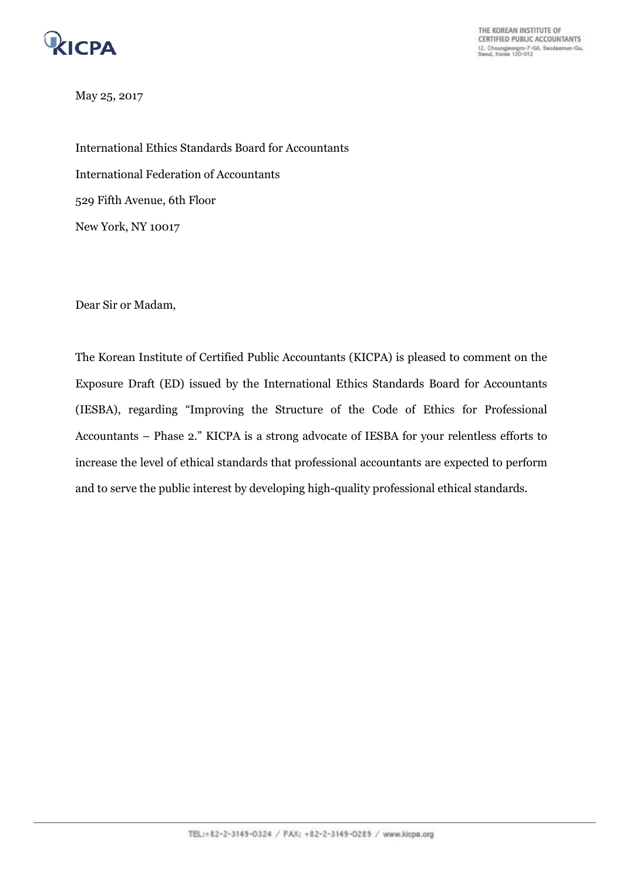May 25, 2017

International Ethics Standards Board for Accountants

International Federation of Accountants

529 Fifth Avenue, 6th Floor

New York, NY 10017

Dear Sir or Madam,

The Korean Institute of Certified Public Accountants (KICPA) is pleased to comment on the Exposure Draft (ED) issued by the International Ethics Standards Board for Accountants (IESBA), regarding "Improving the Structure of the Code of Ethics for Professional Accountants – Phase 2." KICPA is a strong advocate of IESBA for your relentless efforts to increase the level of ethical standards that professional accountants are expected to perform and to serve the public interest by developing high-quality professional ethical standards.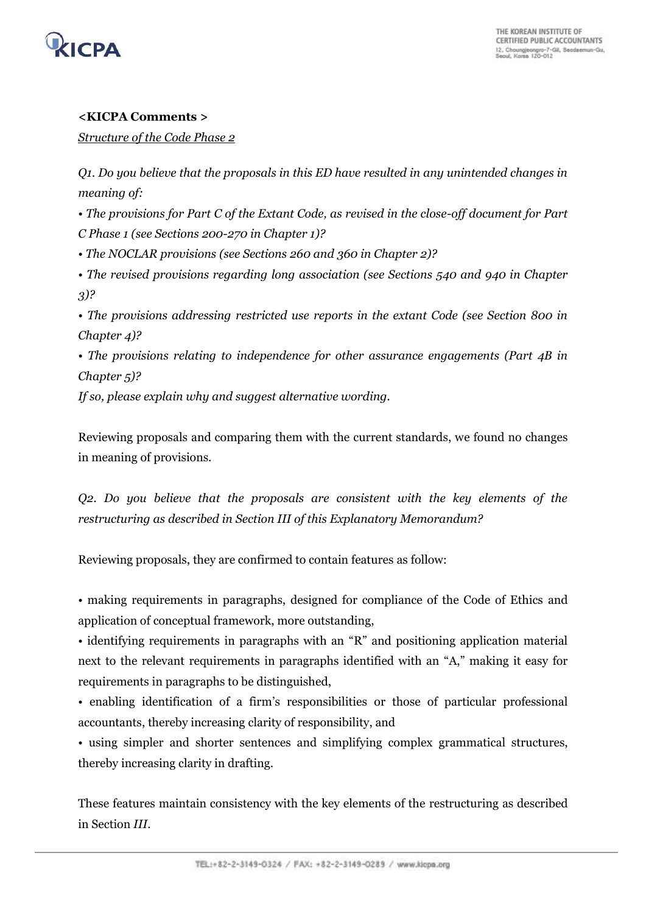**<KICPA Comments >**

*Structure of the Code Phase 2*

*Q1. Do you believe that the proposals in this ED have resulted in any unintended changes in meaning of:*

*• The provisions for Part C of the Extant Code, as revised in the close-off document for Part C Phase 1 (see Sections 200-270 in Chapter 1)?*

*• The NOCLAR provisions (see Sections 260 and 360 in Chapter 2)?*

*• The revised provisions regarding long association (see Sections 540 and 940 in Chapter 3)?*

*• The provisions addressing restricted use reports in the extant Code (see Section 800 in Chapter 4)?*

*• The provisions relating to independence for other assurance engagements (Part 4B in Chapter 5)?*

*If so, please explain why and suggest alternative wording.*

Reviewing proposals and comparing them with the current standards, we found no changes in meaning of provisions.

*Q2. Do you believe that the proposals are consistent with the key elements of the restructuring as described in Section III of this Explanatory Memorandum?*

Reviewing proposals, they are confirmed to contain features as follow:

• making requirements in paragraphs, designed for compliance of the Code of Ethics and application of conceptual framework, more outstanding,

• identifying requirements in paragraphs with an "R" and positioning application material next to the relevant requirements in paragraphs identified with an "A," making it easy for requirements in paragraphs to be distinguished,

• enabling identification of a firm's responsibilities or those of particular professional accountants, thereby increasing clarity of responsibility, and

• using simpler and shorter sentences and simplifying complex grammatical structures, thereby increasing clarity in drafting.

These features maintain consistency with the key elements of the restructuring as described in Section *III*.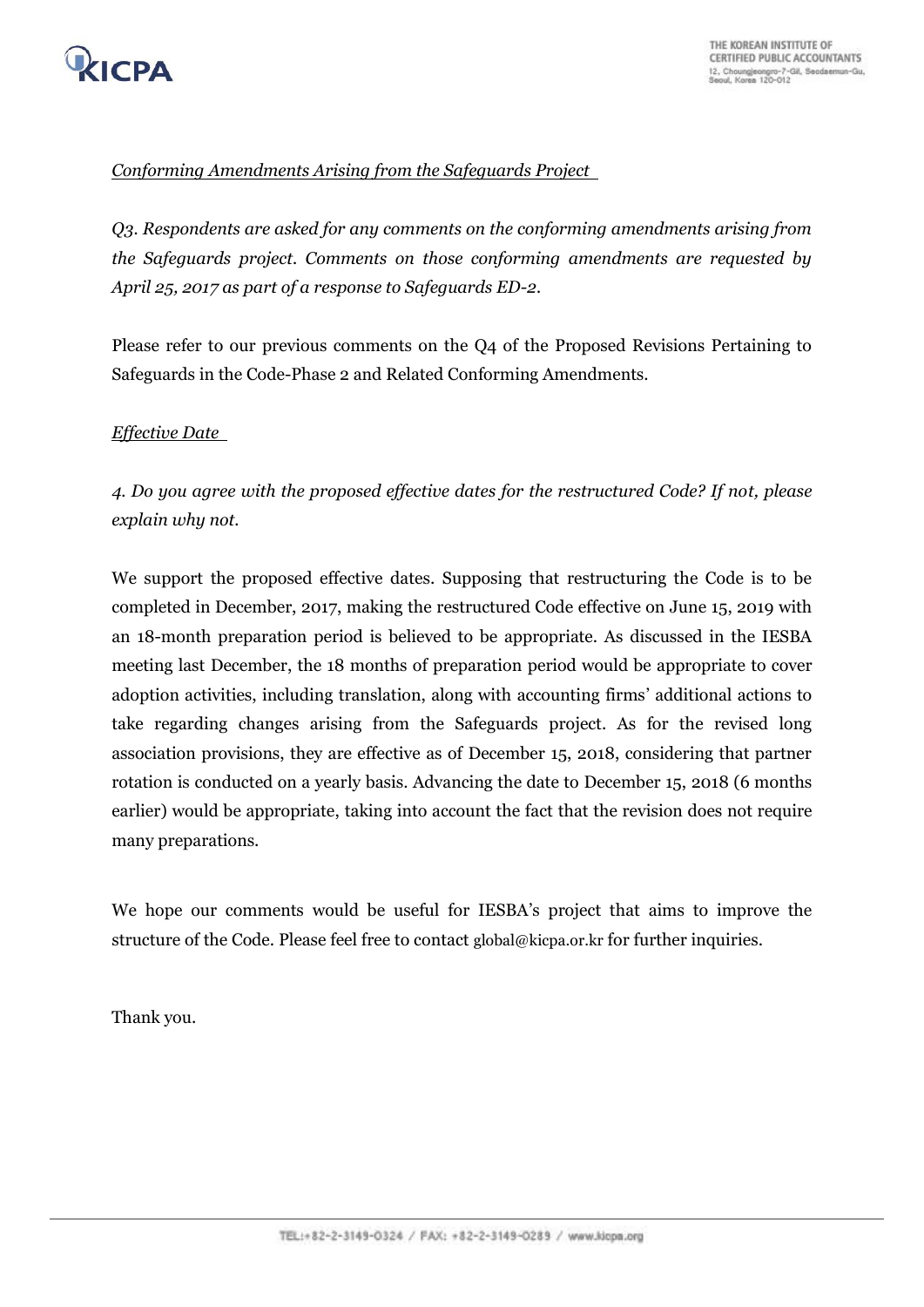*Conforming Amendments Arising from the Safeguards Project*

*Q3. Respondents are asked for any comments on the conforming amendments arising from the Safeguards project. Comments on those conforming amendments are requested by April 25, 2017 as part of a response to Safeguards ED-2.*

Please refer to our previous comments on the Q4 of the Proposed Revisions Pertaining to Safeguards in the Code-Phase 2 and Related Conforming Amendments.

*Effective Date*

*4. Do you agree with the proposed effective dates for the restructured Code? If not, please explain why not.*

We support the proposed effective dates. Supposing that restructuring the Code is to be completed in December, 2017, making the restructured Code effective on June 15, 2019 with an 18-month preparation period is believed to be appropriate. As discussed in the IESBA meeting last December, the 18 months of preparation period would be appropriate to cover adoption activities, including translation, along with accounting firms' additional actions to take regarding changes arising from the Safeguards project. As for the revised long association provisions, they are effective as of December 15, 2018, considering that partner rotation is conducted on a yearly basis. Advancing the date to December 15, 2018 (6 months earlier) would be appropriate, taking into account the fact that the revision does not require many preparations.

We hope our comments would be useful for IESBA's project that aims to improve the structure of the Code. Please feel free to contact global@kicpa.or.kr for further inquiries.

Thank you.